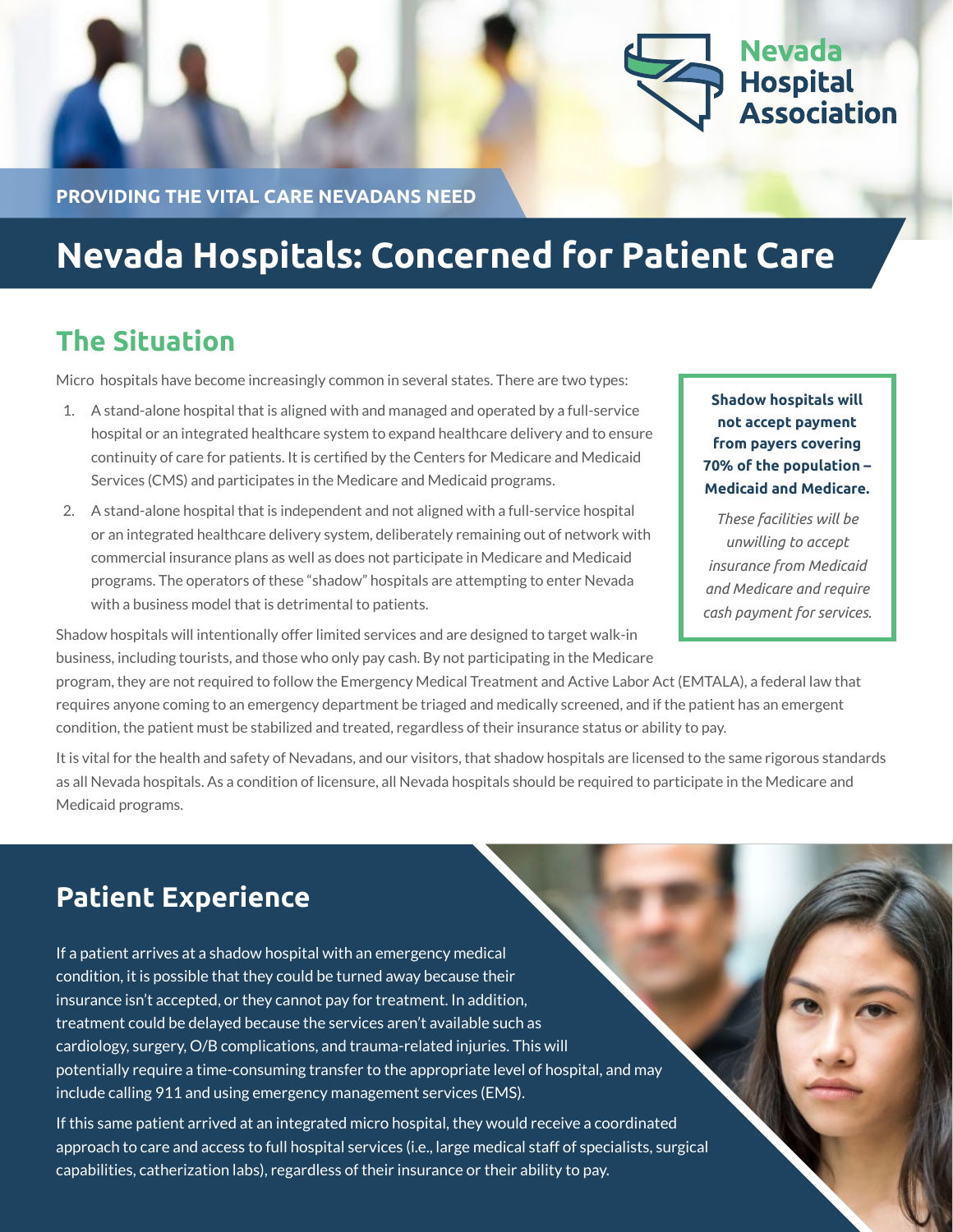Nevada Hospital Association

PROVIDING THE VITAL CARE NEVADANS NEED

# Nevada Hospitals: Concerned for Patient Care

## The Situation

Micro hospitals have become increasingly common in several states. There are two types:

1. A stand-alone hospital that is aligned with and managed and operated by a full-service hospital or an integrated healthcare system to expand healthcare delivery and to ensure continuity of care for patients. It is certified by the Centers for Medicare and Medicaid Services (CMS) and participates in the Medicare and Medicaid programs.
2. A stand-alone hospital that is independent and not aligned with a full-service hospital or an integrated healthcare delivery system, deliberately remaining out of network with commercial insurance plans as well as does not participate in Medicare and Medicaid programs. The operators of these "shadow" hospitals are attempting to enter Nevada with a business model that is detrimental to patients.

**Shadow hospitals will not accept payment from payers covering 70% of the population – Medicaid and Medicare.**

*These facilities will be unwilling to accept insurance from Medicaid and Medicare and require cash payment for services.*

Shadow hospitals will intentionally offer limited services and are designed to target walk-in business, including tourists, and those who only pay cash. By not participating in the Medicare program, they are not required to follow the Emergency Medical Treatment and Active Labor Act (EMTALA), a federal law that requires anyone coming to an emergency department be triaged and medically screened, and if the patient has an emergent condition, the patient must be stabilized and treated, regardless of their insurance status or ability to pay.

It is vital for the health and safety of Nevadans, and our visitors, that shadow hospitals are licensed to the same rigorous standards as all Nevada hospitals. As a condition of licensure, all Nevada hospitals should be required to participate in the Medicare and Medicaid programs.

## Patient Experience

If a patient arrives at a shadow hospital with an emergency medical condition, it is possible that they could be turned away because their insurance isn't accepted, or they cannot pay for treatment. In addition, treatment could be delayed because the services aren't available such as cardiology, surgery, O/B complications, and trauma-related injuries. This will potentially require a time-consuming transfer to the appropriate level of hospital, and may include calling 911 and using emergency management services (EMS).

If this same patient arrived at an integrated micro hospital, they would receive a coordinated approach to care and access to full hospital services (i.e., large medical staff of specialists, surgical capabilities, catherization labs), regardless of their insurance or their ability to pay.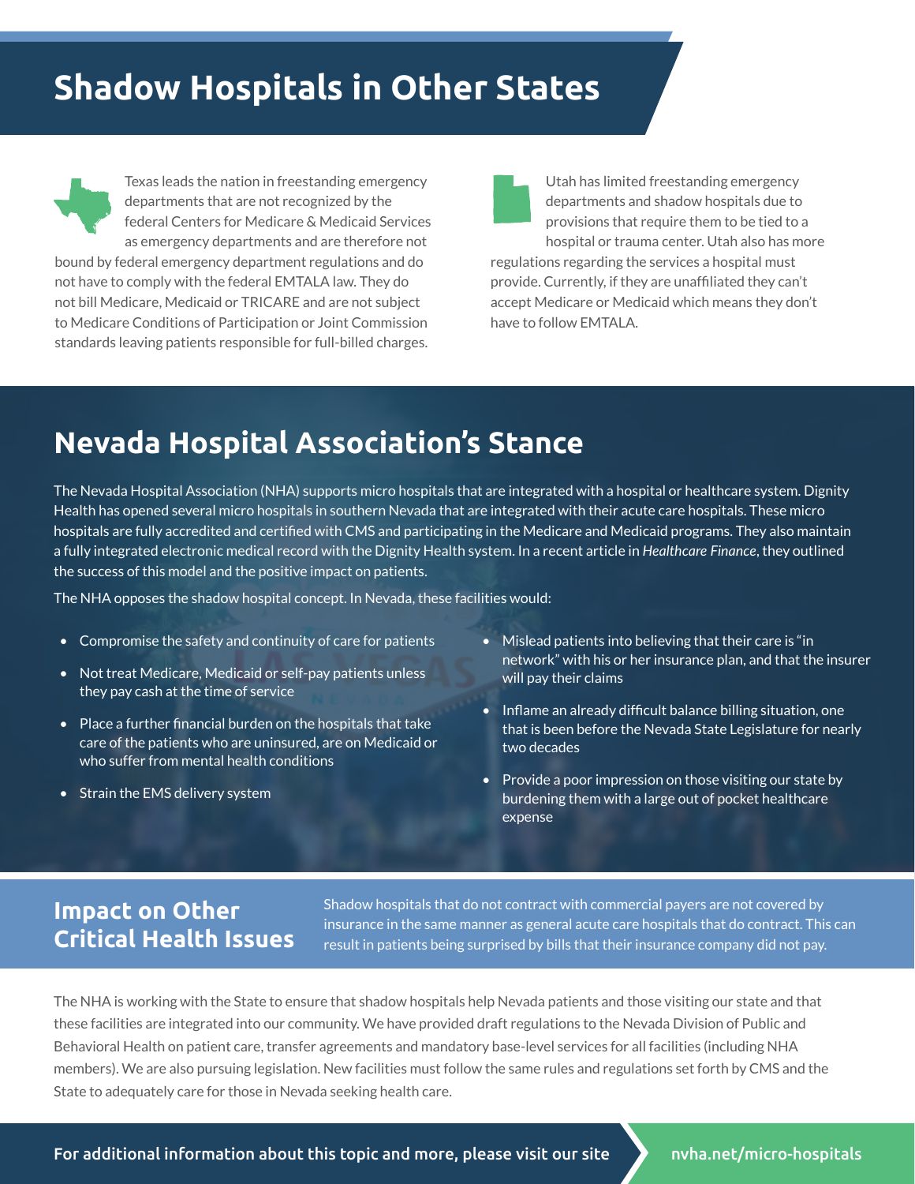# Shadow Hospitals in Other States

Texas leads the nation in freestanding emergency departments that are not recognized by the federal Centers for Medicare & Medicaid Services as emergency departments and are therefore not bound by federal emergency department regulations and do not have to comply with the federal EMTALA law. They do not bill Medicare, Medicaid or TRICARE and are not subject to Medicare Conditions of Participation or Joint Commission standards leaving patients responsible for full-billed charges.

Utah has limited freestanding emergency departments and shadow hospitals due to provisions that require them to be tied to a hospital or trauma center. Utah also has more regulations regarding the services a hospital must provide. Currently, if they are unaffiliated they can't accept Medicare or Medicaid which means they don't have to follow EMTALA.

# Nevada Hospital Association's Stance

The Nevada Hospital Association (NHA) supports micro hospitals that are integrated with a hospital or healthcare system. Dignity Health has opened several micro hospitals in southern Nevada that are integrated with their acute care hospitals. These micro hospitals are fully accredited and certified with CMS and participating in the Medicare and Medicaid programs. They also maintain a fully integrated electronic medical record with the Dignity Health system. In a recent article in *Healthcare Finance*, they outlined the success of this model and the positive impact on patients.

The NHA opposes the shadow hospital concept. In Nevada, these facilities would:

- Compromise the safety and continuity of care for patients
- Not treat Medicare, Medicaid or self-pay patients unless they pay cash at the time of service
- Place a further financial burden on the hospitals that take care of the patients who are uninsured, are on Medicaid or who suffer from mental health conditions
- Strain the EMS delivery system
- Mislead patients into believing that their care is "in network" with his or her insurance plan, and that the insurer will pay their claims
- Inflame an already difficult balance billing situation, one that is been before the Nevada State Legislature for nearly two decades
- Provide a poor impression on those visiting our state by burdening them with a large out of pocket healthcare expense

## Impact on Other Critical Health Issues

Shadow hospitals that do not contract with commercial payers are not covered by insurance in the same manner as general acute care hospitals that do contract. This can result in patients being surprised by bills that their insurance company did not pay.

The NHA is working with the State to ensure that shadow hospitals help Nevada patients and those visiting our state and that these facilities are integrated into our community. We have provided draft regulations to the Nevada Division of Public and Behavioral Health on patient care, transfer agreements and mandatory base-level services for all facilities (including NHA members). We are also pursuing legislation. New facilities must follow the same rules and regulations set forth by CMS and the State to adequately care for those in Nevada seeking health care.

**For additional information about this topic and more, please visit our site** **nvha.net/micro-hospitals**